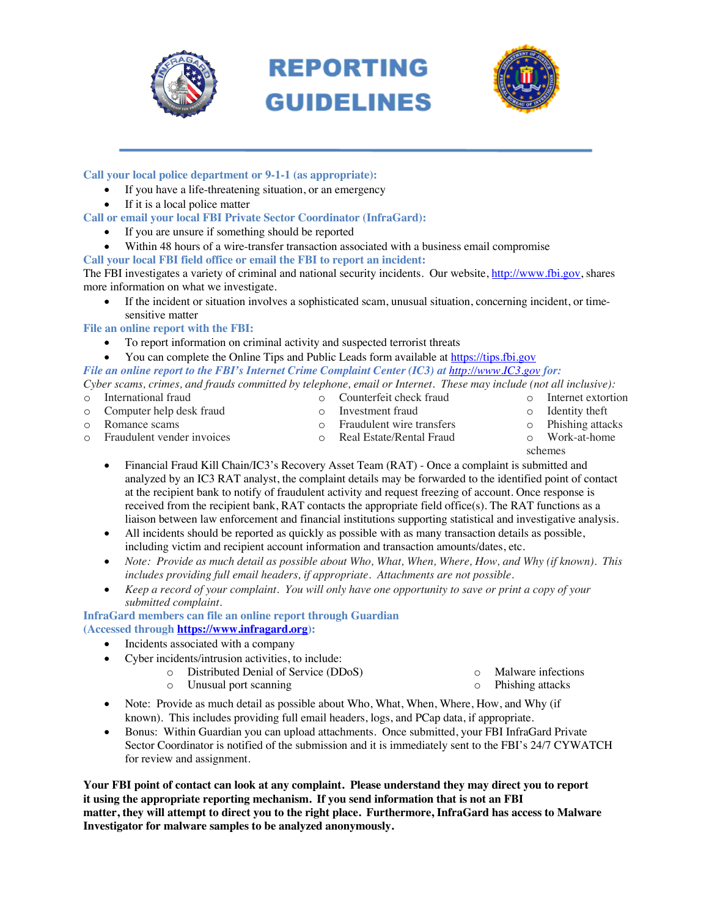# REPORTING GUIDELINES

**Call your local police department or 9-1-1 (as appropriate):**

- If you have a life-threatening situation, or an emergency
- If it is a local police matter

**Call or email your local FBI Private Sector Coordinator (InfraGard):**

- If you are unsure if something should be reported
- Within 48 hours of a wire-transfer transaction associated with a business email compromise

**Call your local FBI field office or email the FBI to report an incident:**

The FBI investigates a variety of criminal and national security incidents. Our website, http://www.fbi.gov, shares more information on what we investigate.

- If the incident or situation involves a sophisticated scam, unusual situation, concerning incident, or time-sensitive matter

**File an online report with the FBI:**

- To report information on criminal activity and suspected terrorist threats
- You can complete the Online Tips and Public Leads form available at https://tips.fbi.gov

***File an online report to the FBI's Internet Crime Complaint Center (IC3) at http://www.IC3.gov for:***

*Cyber scams, crimes, and frauds committed by telephone, email or Internet. These may include (not all inclusive):*

- International fraud
- Computer help desk fraud
- Romance scams
- Fraudulent vender invoices
- Counterfeit check fraud
- Investment fraud
- Fraudulent wire transfers
- Real Estate/Rental Fraud
- Internet extortion
- Identity theft
- Phishing attacks
- Work-at-home schemes

- Financial Fraud Kill Chain/IC3's Recovery Asset Team (RAT) - Once a complaint is submitted and analyzed by an IC3 RAT analyst, the complaint details may be forwarded to the identified point of contact at the recipient bank to notify of fraudulent activity and request freezing of account. Once response is received from the recipient bank, RAT contacts the appropriate field office(s). The RAT functions as a liaison between law enforcement and financial institutions supporting statistical and investigative analysis.
- All incidents should be reported as quickly as possible with as many transaction details as possible, including victim and recipient account information and transaction amounts/dates, etc.
- *Note: Provide as much detail as possible about Who, What, When, Where, How, and Why (if known). This includes providing full email headers, if appropriate. Attachments are not possible.*
- *Keep a record of your complaint. You will only have one opportunity to save or print a copy of your submitted complaint.*

**InfraGard members can file an online report through Guardian (Accessed through https://www.infragard.org):**

- Incidents associated with a company
- Cyber incidents/intrusion activities, to include:
  - Distributed Denial of Service (DDoS)
  - Unusual port scanning
  - Malware infections
  - Phishing attacks
- Note: Provide as much detail as possible about Who, What, When, Where, How, and Why (if known). This includes providing full email headers, logs, and PCap data, if appropriate.
- Bonus: Within Guardian you can upload attachments. Once submitted, your FBI InfraGard Private Sector Coordinator is notified of the submission and it is immediately sent to the FBI's 24/7 CYWATCH for review and assignment.

**Your FBI point of contact can look at any complaint. Please understand they may direct you to report it using the appropriate reporting mechanism. If you send information that is not an FBI matter, they will attempt to direct you to the right place. Furthermore, InfraGard has access to Malware Investigator for malware samples to be analyzed anonymously.**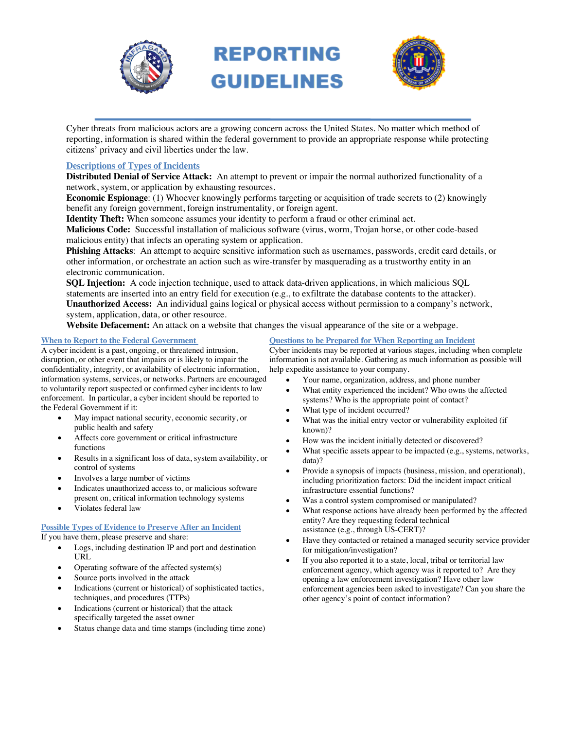# REPORTING GUIDELINES

Cyber threats from malicious actors are a growing concern across the United States. No matter which method of reporting, information is shared within the federal government to provide an appropriate response while protecting citizens' privacy and civil liberties under the law.

## Descriptions of Types of Incidents

**Distributed Denial of Service Attack:** An attempt to prevent or impair the normal authorized functionality of a network, system, or application by exhausting resources.

**Economic Espionage**: (1) Whoever knowingly performs targeting or acquisition of trade secrets to (2) knowingly benefit any foreign government, foreign instrumentality, or foreign agent.

**Identity Theft:** When someone assumes your identity to perform a fraud or other criminal act.

**Malicious Code:** Successful installation of malicious software (virus, worm, Trojan horse, or other code-based malicious entity) that infects an operating system or application.

**Phishing Attacks**: An attempt to acquire sensitive information such as usernames, passwords, credit card details, or other information, or orchestrate an action such as wire-transfer by masquerading as a trustworthy entity in an electronic communication.

**SQL Injection:** A code injection technique, used to attack data-driven applications, in which malicious SQL statements are inserted into an entry field for execution (e.g., to exfiltrate the database contents to the attacker).

**Unauthorized Access:** An individual gains logical or physical access without permission to a company's network, system, application, data, or other resource.

**Website Defacement:** An attack on a website that changes the visual appearance of the site or a webpage.

## When to Report to the Federal Government

A cyber incident is a past, ongoing, or threatened intrusion, disruption, or other event that impairs or is likely to impair the confidentiality, integrity, or availability of electronic information, information systems, services, or networks. Partners are encouraged to voluntarily report suspected or confirmed cyber incidents to law enforcement. In particular, a cyber incident should be reported to the Federal Government if it:

- May impact national security, economic security, or public health and safety
- Affects core government or critical infrastructure functions
- Results in a significant loss of data, system availability, or control of systems
- Involves a large number of victims
- Indicates unauthorized access to, or malicious software present on, critical information technology systems
- Violates federal law

## Possible Types of Evidence to Preserve After an Incident

If you have them, please preserve and share:

- Logs, including destination IP and port and destination URL
- Operating software of the affected system(s)
- Source ports involved in the attack
- Indications (current or historical) of sophisticated tactics, techniques, and procedures (TTPs)
- Indications (current or historical) that the attack specifically targeted the asset owner
- Status change data and time stamps (including time zone)

## Questions to be Prepared for When Reporting an Incident

Cyber incidents may be reported at various stages, including when complete information is not available. Gathering as much information as possible will help expedite assistance to your company.

- Your name, organization, address, and phone number
- What entity experienced the incident? Who owns the affected systems? Who is the appropriate point of contact?
- What type of incident occurred?
- What was the initial entry vector or vulnerability exploited (if known)?
- How was the incident initially detected or discovered?
- What specific assets appear to be impacted (e.g., systems, networks, data)?
- Provide a synopsis of impacts (business, mission, and operational), including prioritization factors: Did the incident impact critical infrastructure essential functions?
- Was a control system compromised or manipulated?
- What response actions have already been performed by the affected entity? Are they requesting federal technical assistance (e.g., through US-CERT)?
- Have they contacted or retained a managed security service provider for mitigation/investigation?
- If you also reported it to a state, local, tribal or territorial law enforcement agency, which agency was it reported to? Are they opening a law enforcement investigation? Have other law enforcement agencies been asked to investigate? Can you share the other agency's point of contact information?